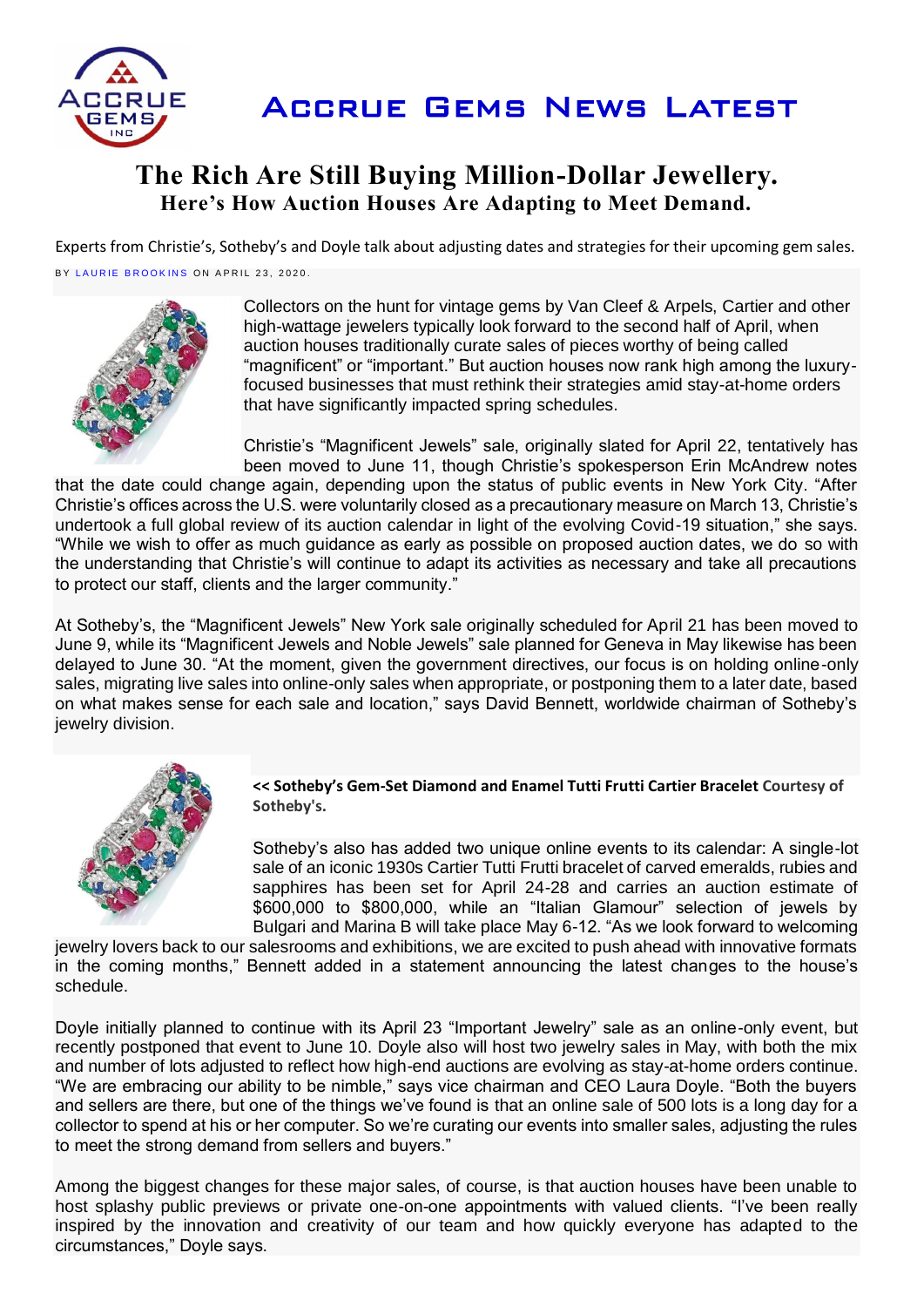# Accrue Gems News Latest

## The Rich Are Still Buying Million-Dollar Jewellery.

### Here's How Auction Houses Are Adapting to Meet Demand.

Experts from Christie's, Sotheby's and Doyle talk about adjusting dates and strategies for their upcoming gem sales.

BY LAURIE BROOKINS ON APRIL 23, 2020.

Collectors on the hunt for vintage gems by Van Cleef & Arpels, Cartier and other high-wattage jewelers typically look forward to the second half of April, when auction houses traditionally curate sales of pieces worthy of being called "magnificent" or "important." But auction houses now rank high among the luxury-focused businesses that must rethink their strategies amid stay-at-home orders that have significantly impacted spring schedules.

Christie's "Magnificent Jewels" sale, originally slated for April 22, tentatively has been moved to June 11, though Christie's spokesperson Erin McAndrew notes that the date could change again, depending upon the status of public events in New York City. "After Christie's offices across the U.S. were voluntarily closed as a precautionary measure on March 13, Christie's undertook a full global review of its auction calendar in light of the evolving Covid-19 situation," she says. "While we wish to offer as much guidance as early as possible on proposed auction dates, we do so with the understanding that Christie's will continue to adapt its activities as necessary and take all precautions to protect our staff, clients and the larger community."

At Sotheby's, the "Magnificent Jewels" New York sale originally scheduled for April 21 has been moved to June 9, while its "Magnificent Jewels and Noble Jewels" sale planned for Geneva in May likewise has been delayed to June 30. "At the moment, given the government directives, our focus is on holding online-only sales, migrating live sales into online-only sales when appropriate, or postponing them to a later date, based on what makes sense for each sale and location," says David Bennett, worldwide chairman of Sotheby's jewelry division.

**<< Sotheby's Gem-Set Diamond and Enamel Tutti Frutti Cartier Bracelet** Courtesy of Sotheby's.

Sotheby's also has added two unique online events to its calendar: A single-lot sale of an iconic 1930s Cartier Tutti Frutti bracelet of carved emeralds, rubies and sapphires has been set for April 24-28 and carries an auction estimate of $600,000 to $800,000, while an "Italian Glamour" selection of jewels by Bulgari and Marina B will take place May 6-12. "As we look forward to welcoming jewelry lovers back to our salesrooms and exhibitions, we are excited to push ahead with innovative formats in the coming months," Bennett added in a statement announcing the latest changes to the house's schedule.

Doyle initially planned to continue with its April 23 "Important Jewelry" sale as an online-only event, but recently postponed that event to June 10. Doyle also will host two jewelry sales in May, with both the mix and number of lots adjusted to reflect how high-end auctions are evolving as stay-at-home orders continue. "We are embracing our ability to be nimble," says vice chairman and CEO Laura Doyle. "Both the buyers and sellers are there, but one of the things we've found is that an online sale of 500 lots is a long day for a collector to spend at his or her computer. So we're curating our events into smaller sales, adjusting the rules to meet the strong demand from sellers and buyers."

Among the biggest changes for these major sales, of course, is that auction houses have been unable to host splashy public previews or private one-on-one appointments with valued clients. "I've been really inspired by the innovation and creativity of our team and how quickly everyone has adapted to the circumstances," Doyle says.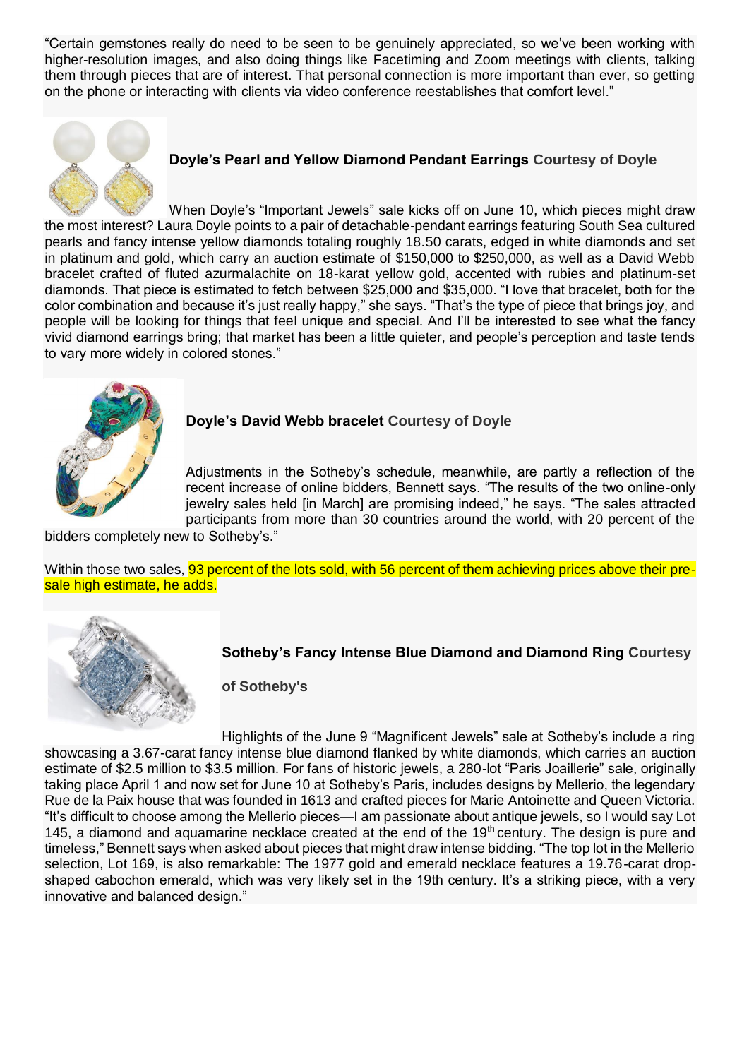"Certain gemstones really do need to be seen to be genuinely appreciated, so we've been working with higher-resolution images, and also doing things like Facetiming and Zoom meetings with clients, talking them through pieces that are of interest. That personal connection is more important than ever, so getting on the phone or interacting with clients via video conference reestablishes that comfort level."

**Doyle's Pearl and Yellow Diamond Pendant Earrings** **Courtesy of Doyle**

When Doyle's "Important Jewels" sale kicks off on June 10, which pieces might draw the most interest? Laura Doyle points to a pair of detachable-pendant earrings featuring South Sea cultured pearls and fancy intense yellow diamonds totaling roughly 18.50 carats, edged in white diamonds and set in platinum and gold, which carry an auction estimate of $150,000 to $250,000, as well as a David Webb bracelet crafted of fluted azurmalachite on 18-karat yellow gold, accented with rubies and platinum-set diamonds. That piece is estimated to fetch between $25,000 and $35,000. "I love that bracelet, both for the color combination and because it's just really happy," she says. "That's the type of piece that brings joy, and people will be looking for things that feel unique and special. And I'll be interested to see what the fancy vivid diamond earrings bring; that market has been a little quieter, and people's perception and taste tends to vary more widely in colored stones."

**Doyle's David Webb bracelet** **Courtesy of Doyle**

Adjustments in the Sotheby's schedule, meanwhile, are partly a reflection of the recent increase of online bidders, Bennett says. "The results of the two online-only jewelry sales held [in March] are promising indeed," he says. "The sales attracted participants from more than 30 countries around the world, with 20 percent of the bidders completely new to Sotheby's."

Within those two sales, 93 percent of the lots sold, with 56 percent of them achieving prices above their pre-sale high estimate, he adds.

**Sotheby's Fancy Intense Blue Diamond and Diamond Ring** **Courtesy of Sotheby's**

Highlights of the June 9 "Magnificent Jewels" sale at Sotheby's include a ring showcasing a 3.67-carat fancy intense blue diamond flanked by white diamonds, which carries an auction estimate of $2.5 million to $3.5 million. For fans of historic jewels, a 280-lot "Paris Joaillerie" sale, originally taking place April 1 and now set for June 10 at Sotheby's Paris, includes designs by Mellerio, the legendary Rue de la Paix house that was founded in 1613 and crafted pieces for Marie Antoinette and Queen Victoria. "It's difficult to choose among the Mellerio pieces—I am passionate about antique jewels, so I would say Lot 145, a diamond and aquamarine necklace created at the end of the 19th century. The design is pure and timeless," Bennett says when asked about pieces that might draw intense bidding. "The top lot in the Mellerio selection, Lot 169, is also remarkable: The 1977 gold and emerald necklace features a 19.76-carat drop-shaped cabochon emerald, which was very likely set in the 19th century. It's a striking piece, with a very innovative and balanced design."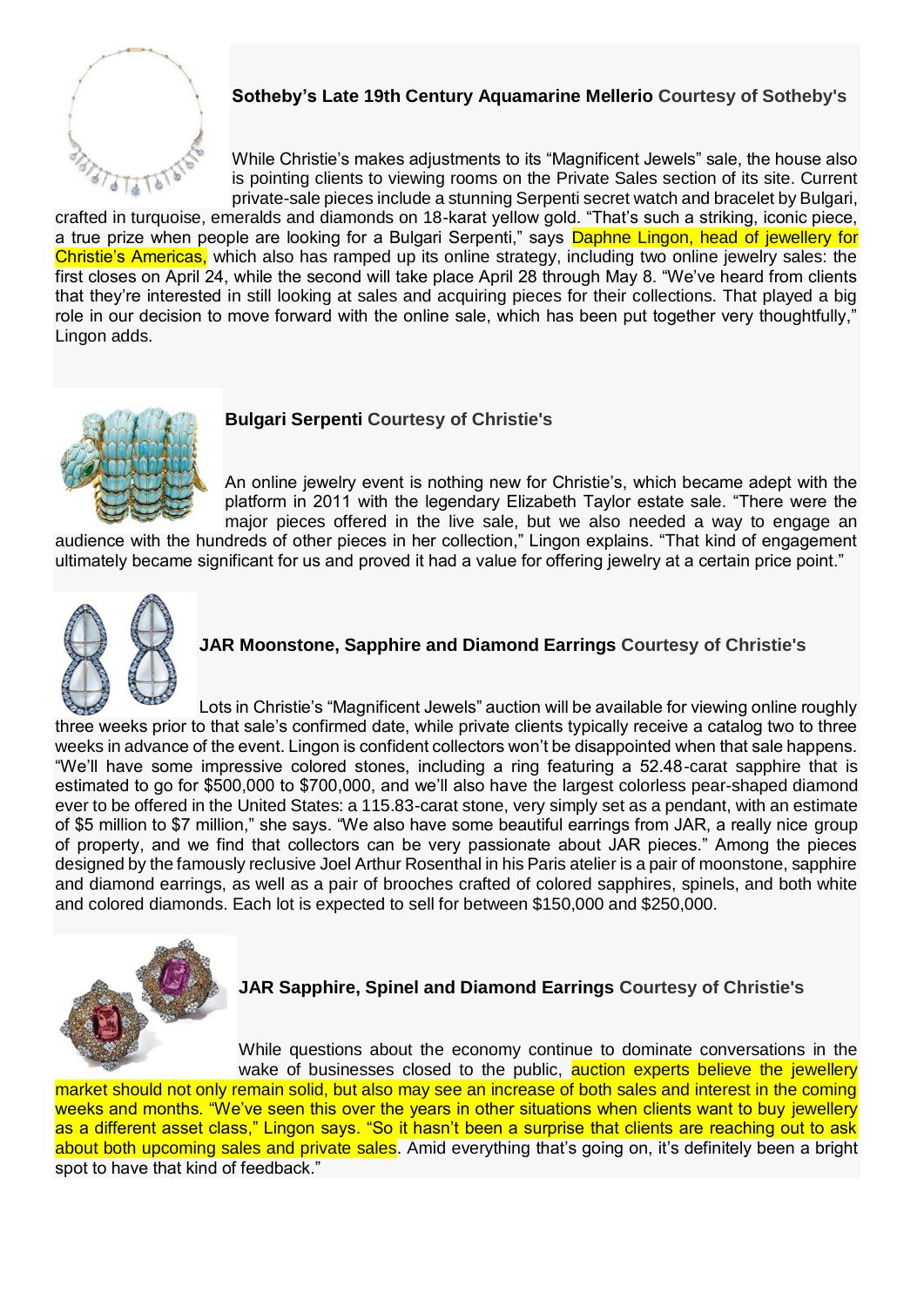**Sotheby's Late 19th Century Aquamarine Mellerio** Courtesy of Sotheby's

While Christie's makes adjustments to its "Magnificent Jewels" sale, the house also is pointing clients to viewing rooms on the Private Sales section of its site. Current private-sale pieces include a stunning Serpenti secret watch and bracelet by Bulgari, crafted in turquoise, emeralds and diamonds on 18-karat yellow gold. "That's such a striking, iconic piece, a true prize when people are looking for a Bulgari Serpenti," says Daphne Lingon, head of jewellery for Christie's Americas, which also has ramped up its online strategy, including two online jewelry sales: the first closes on April 24, while the second will take place April 28 through May 8. "We've heard from clients that they're interested in still looking at sales and acquiring pieces for their collections. That played a big role in our decision to move forward with the online sale, which has been put together very thoughtfully," Lingon adds.

**Bulgari Serpenti** Courtesy of Christie's

An online jewelry event is nothing new for Christie's, which became adept with the platform in 2011 with the legendary Elizabeth Taylor estate sale. "There were the major pieces offered in the live sale, but we also needed a way to engage an audience with the hundreds of other pieces in her collection," Lingon explains. "That kind of engagement ultimately became significant for us and proved it had a value for offering jewelry at a certain price point."

**JAR Moonstone, Sapphire and Diamond Earrings** Courtesy of Christie's

Lots in Christie's "Magnificent Jewels" auction will be available for viewing online roughly three weeks prior to that sale's confirmed date, while private clients typically receive a catalog two to three weeks in advance of the event. Lingon is confident collectors won't be disappointed when that sale happens. "We'll have some impressive colored stones, including a ring featuring a 52.48-carat sapphire that is estimated to go for $500,000 to $700,000, and we'll also have the largest colorless pear-shaped diamond ever to be offered in the United States: a 115.83-carat stone, very simply set as a pendant, with an estimate of $5 million to $7 million," she says. "We also have some beautiful earrings from JAR, a really nice group of property, and we find that collectors can be very passionate about JAR pieces." Among the pieces designed by the famously reclusive Joel Arthur Rosenthal in his Paris atelier is a pair of moonstone, sapphire and diamond earrings, as well as a pair of brooches crafted of colored sapphires, spinels, and both white and colored diamonds. Each lot is expected to sell for between $150,000 and $250,000.

**JAR Sapphire, Spinel and Diamond Earrings** Courtesy of Christie's

While questions about the economy continue to dominate conversations in the wake of businesses closed to the public, auction experts believe the jewellery market should not only remain solid, but also may see an increase of both sales and interest in the coming weeks and months. "We've seen this over the years in other situations when clients want to buy jewellery as a different asset class," Lingon says. "So it hasn't been a surprise that clients are reaching out to ask about both upcoming sales and private sales. Amid everything that's going on, it's definitely been a bright spot to have that kind of feedback."